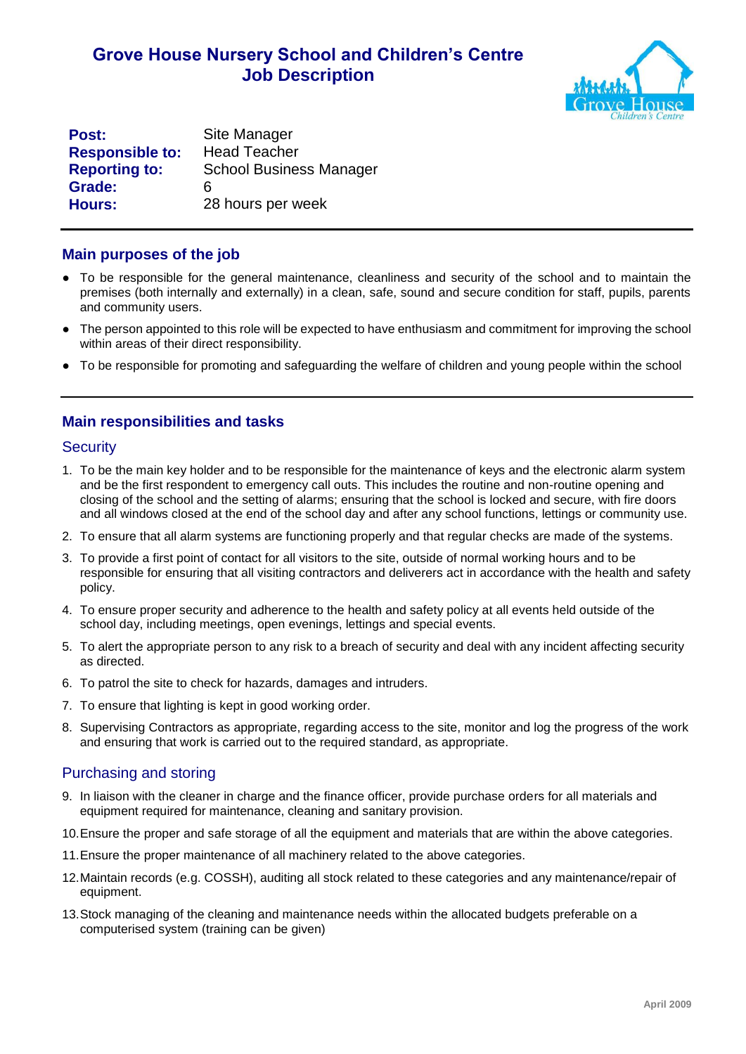# Grove House Nursery School and Children's Centre
# Job Description

| | |
|---|---|
| **Post:** | Site Manager |
| **Responsible to:** | Head Teacher |
| **Reporting to:** | School Business Manager |
| **Grade:** | 6 |
| **Hours:** | 28 hours per week |

## Main purposes of the job

- To be responsible for the general maintenance, cleanliness and security of the school and to maintain the premises (both internally and externally) in a clean, safe, sound and secure condition for staff, pupils, parents and community users.
- The person appointed to this role will be expected to have enthusiasm and commitment for improving the school within areas of their direct responsibility.
- To be responsible for promoting and safeguarding the welfare of children and young people within the school

## Main responsibilities and tasks

### Security

1. To be the main key holder and to be responsible for the maintenance of keys and the electronic alarm system and be the first respondent to emergency call outs. This includes the routine and non-routine opening and closing of the school and the setting of alarms; ensuring that the school is locked and secure, with fire doors and all windows closed at the end of the school day and after any school functions, lettings or community use.
2. To ensure that all alarm systems are functioning properly and that regular checks are made of the systems.
3. To provide a first point of contact for all visitors to the site, outside of normal working hours and to be responsible for ensuring that all visiting contractors and deliverers act in accordance with the health and safety policy.
4. To ensure proper security and adherence to the health and safety policy at all events held outside of the school day, including meetings, open evenings, lettings and special events.
5. To alert the appropriate person to any risk to a breach of security and deal with any incident affecting security as directed.
6. To patrol the site to check for hazards, damages and intruders.
7. To ensure that lighting is kept in good working order.
8. Supervising Contractors as appropriate, regarding access to the site, monitor and log the progress of the work and ensuring that work is carried out to the required standard, as appropriate.

### Purchasing and storing

9. In liaison with the cleaner in charge and the finance officer, provide purchase orders for all materials and equipment required for maintenance, cleaning and sanitary provision.
10. Ensure the proper and safe storage of all the equipment and materials that are within the above categories.
11. Ensure the proper maintenance of all machinery related to the above categories.
12. Maintain records (e.g. COSSH), auditing all stock related to these categories and any maintenance/repair of equipment.
13. Stock managing of the cleaning and maintenance needs within the allocated budgets preferable on a computerised system (training can be given)

April 2009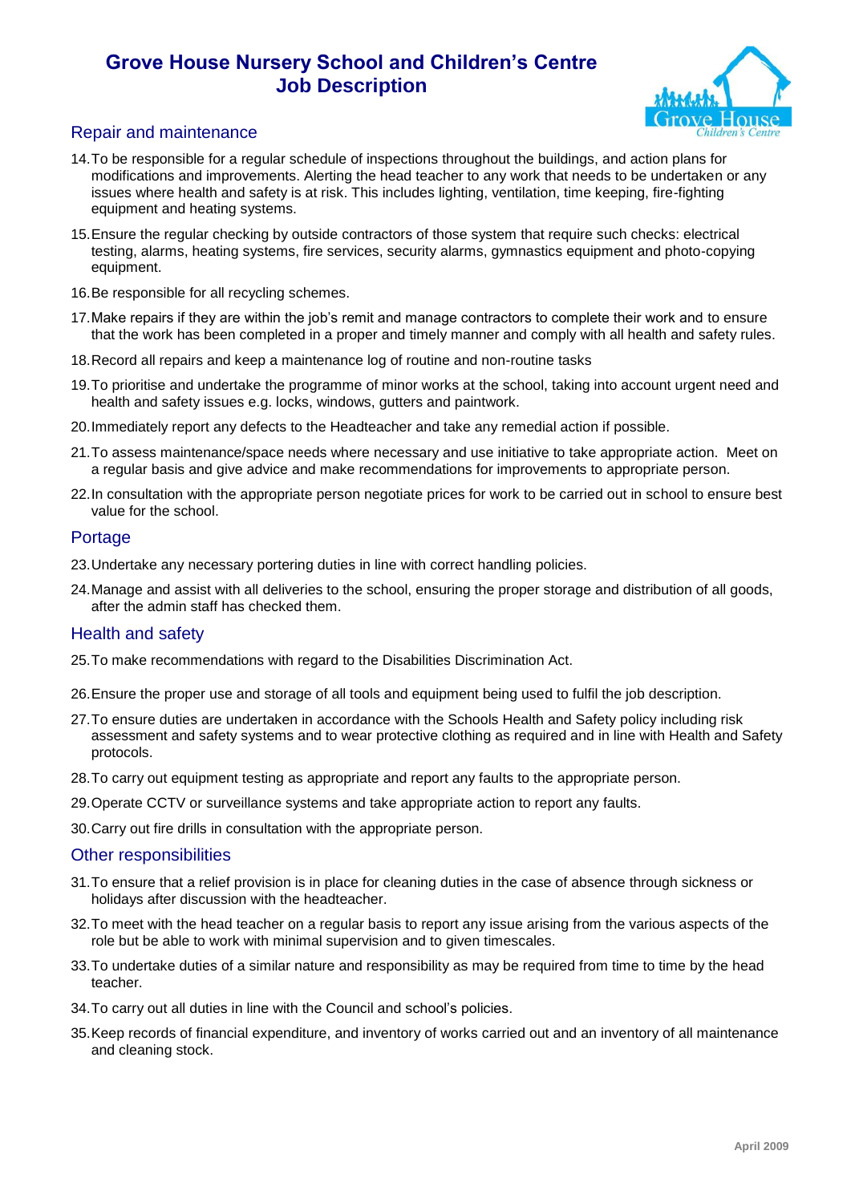# Grove House Nursery School and Children's Centre
# Job Description

## Repair and maintenance

14. To be responsible for a regular schedule of inspections throughout the buildings, and action plans for modifications and improvements. Alerting the head teacher to any work that needs to be undertaken or any issues where health and safety is at risk. This includes lighting, ventilation, time keeping, fire-fighting equipment and heating systems.
15. Ensure the regular checking by outside contractors of those system that require such checks: electrical testing, alarms, heating systems, fire services, security alarms, gymnastics equipment and photo-copying equipment.
16. Be responsible for all recycling schemes.
17. Make repairs if they are within the job's remit and manage contractors to complete their work and to ensure that the work has been completed in a proper and timely manner and comply with all health and safety rules.
18. Record all repairs and keep a maintenance log of routine and non-routine tasks
19. To prioritise and undertake the programme of minor works at the school, taking into account urgent need and health and safety issues e.g. locks, windows, gutters and paintwork.
20. Immediately report any defects to the Headteacher and take any remedial action if possible.
21. To assess maintenance/space needs where necessary and use initiative to take appropriate action. Meet on a regular basis and give advice and make recommendations for improvements to appropriate person.
22. In consultation with the appropriate person negotiate prices for work to be carried out in school to ensure best value for the school.

## Portage

23. Undertake any necessary portering duties in line with correct handling policies.
24. Manage and assist with all deliveries to the school, ensuring the proper storage and distribution of all goods, after the admin staff has checked them.

## Health and safety

25. To make recommendations with regard to the Disabilities Discrimination Act.
26. Ensure the proper use and storage of all tools and equipment being used to fulfil the job description.
27. To ensure duties are undertaken in accordance with the Schools Health and Safety policy including risk assessment and safety systems and to wear protective clothing as required and in line with Health and Safety protocols.
28. To carry out equipment testing as appropriate and report any faults to the appropriate person.
29. Operate CCTV or surveillance systems and take appropriate action to report any faults.
30. Carry out fire drills in consultation with the appropriate person.

## Other responsibilities

31. To ensure that a relief provision is in place for cleaning duties in the case of absence through sickness or holidays after discussion with the headteacher.
32. To meet with the head teacher on a regular basis to report any issue arising from the various aspects of the role but be able to work with minimal supervision and to given timescales.
33. To undertake duties of a similar nature and responsibility as may be required from time to time by the head teacher.
34. To carry out all duties in line with the Council and school's policies.
35. Keep records of financial expenditure, and inventory of works carried out and an inventory of all maintenance and cleaning stock.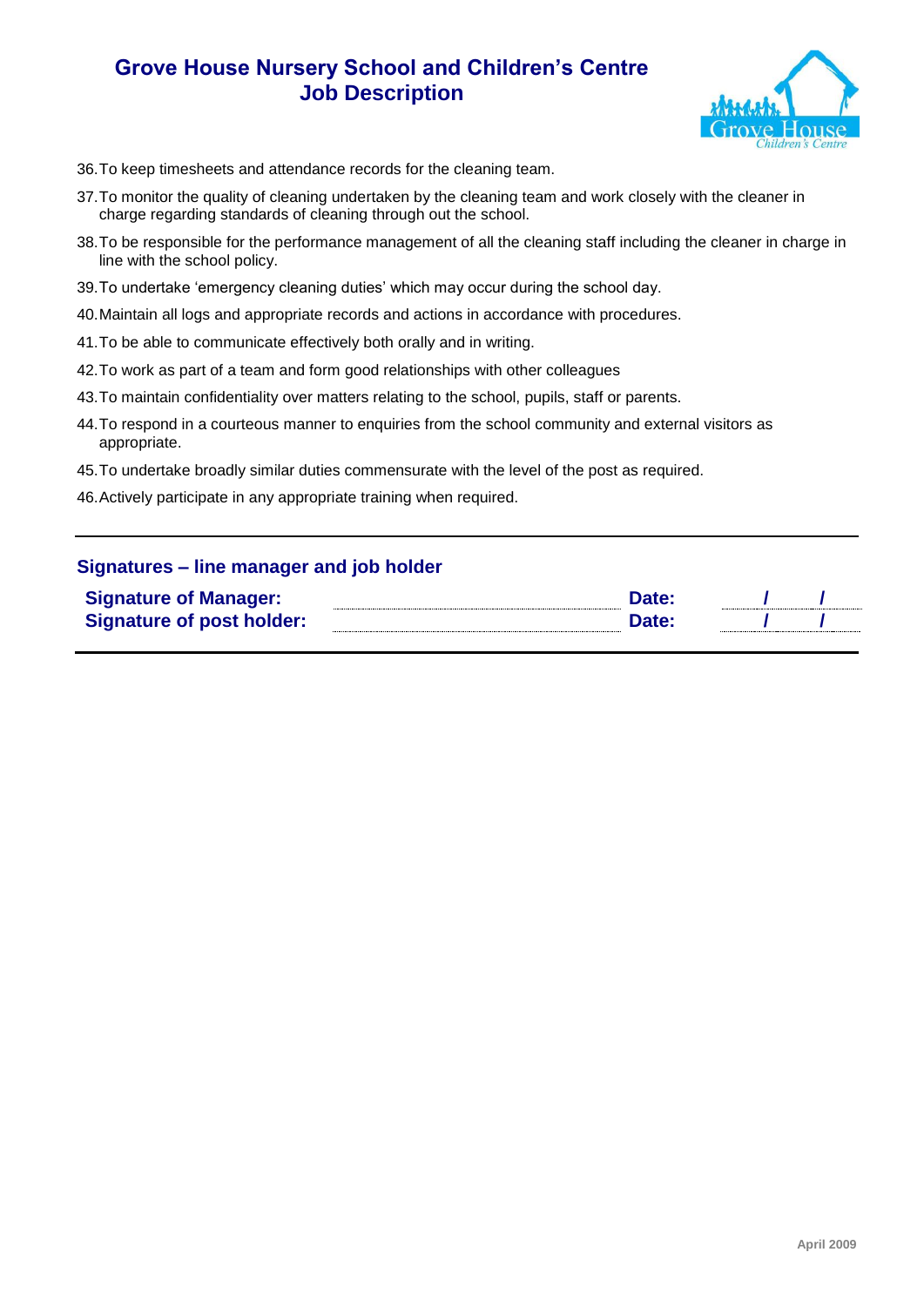36. To keep timesheets and attendance records for the cleaning team.
37. To monitor the quality of cleaning undertaken by the cleaning team and work closely with the cleaner in charge regarding standards of cleaning through out the school.
38. To be responsible for the performance management of all the cleaning staff including the cleaner in charge in line with the school policy.
39. To undertake 'emergency cleaning duties' which may occur during the school day.
40. Maintain all logs and appropriate records and actions in accordance with procedures.
41. To be able to communicate effectively both orally and in writing.
42. To work as part of a team and form good relationships with other colleagues
43. To maintain confidentiality over matters relating to the school, pupils, staff or parents.
44. To respond in a courteous manner to enquiries from the school community and external visitors as appropriate.
45. To undertake broadly similar duties commensurate with the level of the post as required.
46. Actively participate in any appropriate training when required.

---

## Signatures – line manager and job holder

| | | | |
|---|---|---|---|
| **Signature of Manager:** | ........................................ | **Date:** | / / |
| **Signature of post holder:** | ........................................ | **Date:** | / / |

---

April 2009